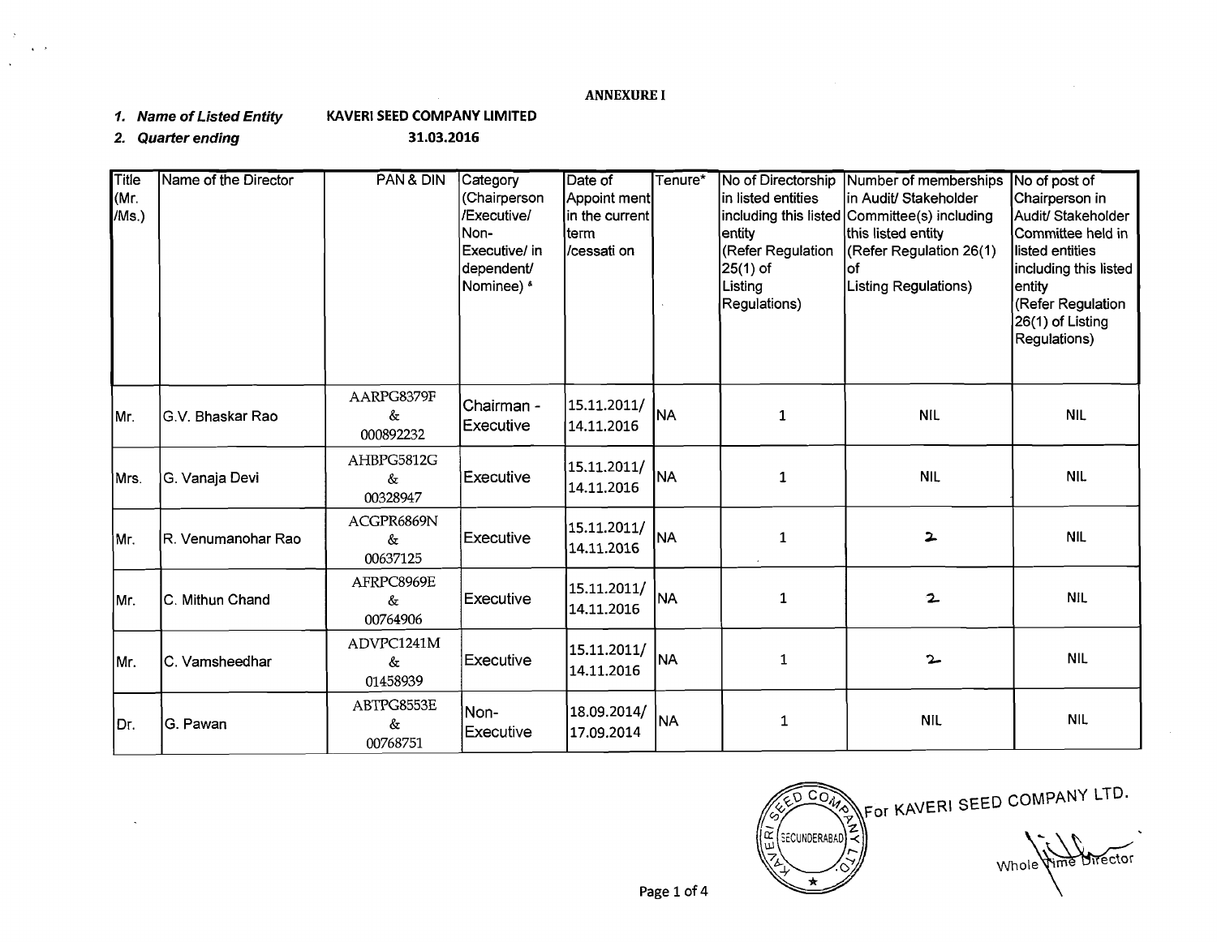**ANNEXURE I**

1. ***Name of Listed Entity*** **KAVERI SEED COMPANY LIMITED**
2. ***Quarter ending*** **31.03.2016**

| Title (Mr. /Ms.) | Name of the Director | PAN & DIN | Category (Chairperson /Executive/ Non-Executive/ in dependent/ Nominee) * | Date of Appoint ment in the current term /cessati on | Tenure* | No of Directorship in listed entities including this listed entity (Refer Regulation 25(1) of Listing Regulations) | Number of memberships in Audit/ Stakeholder Committee(s) including this listed entity (Refer Regulation 26(1) of Listing Regulations) | No of post of Chairperson in Audit/ Stakeholder Committee held in listed entities including this listed entity (Refer Regulation 26(1) of Listing Regulations) |
|---|---|---|---|---|---|---|---|---|
| Mr. | G.V. Bhaskar Rao | AARPG8379F & 000892232 | Chairman - Executive | 15.11.2011/ 14.11.2016 | NA | 1 | NIL | NIL |
| Mrs. | G. Vanaja Devi | AHBPG5812G & 00328947 | Executive | 15.11.2011/ 14.11.2016 | NA | 1 | NIL | NIL |
| Mr. | R. Venumanohar Rao | ACGPR6869N & 00637125 | Executive | 15.11.2011/ 14.11.2016 | NA | 1 | 2 | NIL |
| Mr. | C. Mithun Chand | AFRPC8969E & 00764906 | Executive | 15.11.2011/ 14.11.2016 | NA | 1 | 2 | NIL |
| Mr. | C. Vamsheedhar | ADVPC1241M & 01458939 | Executive | 15.11.2011/ 14.11.2016 | NA | 1 | 2 | NIL |
| Dr. | G. Pawan | ABTPG8553E & 00768751 | Non-Executive | 18.09.2014/ 17.09.2014 | NA | 1 | NIL | NIL |

For KAVERI SEED COMPANY LTD.

Whole Time Director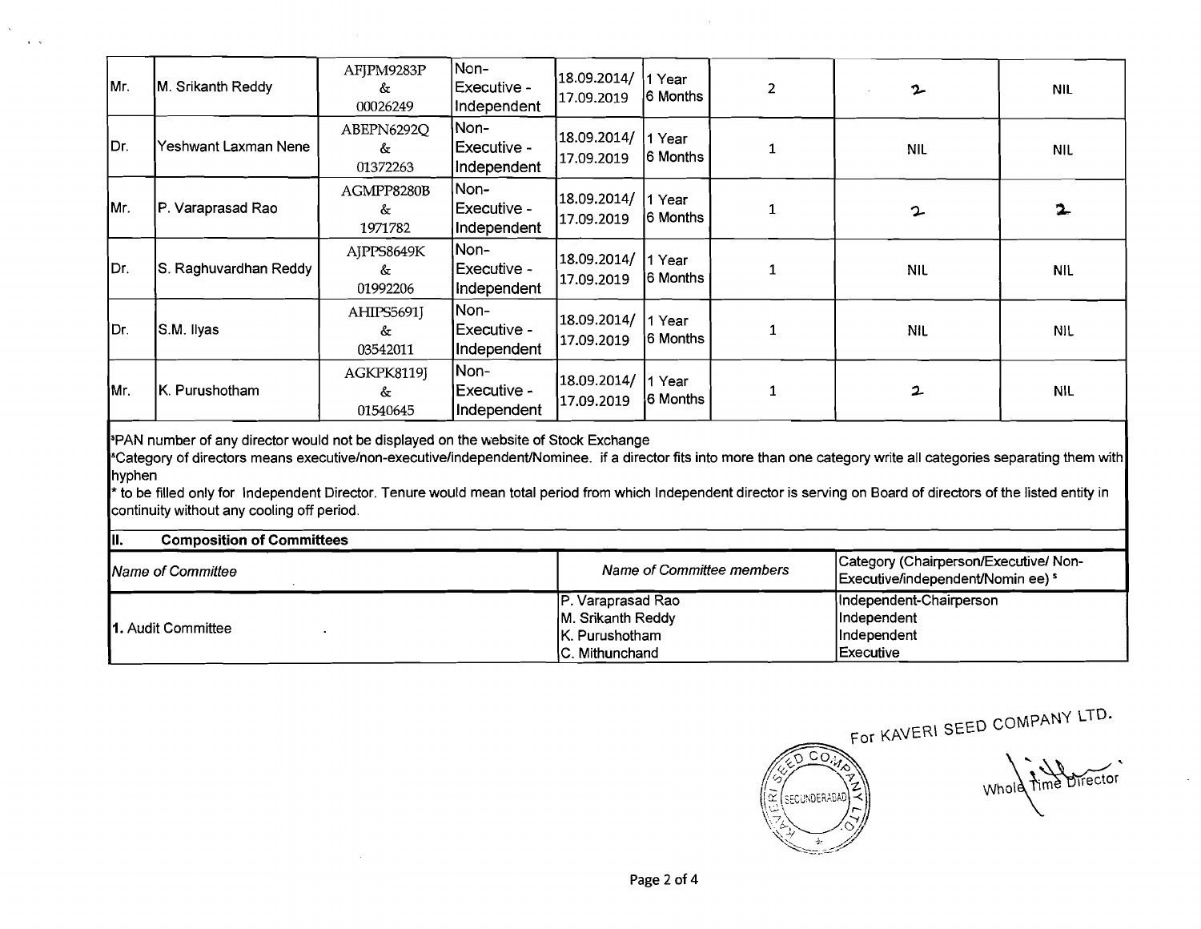| | | | | | | | | |
|---|---|---|---|---|---|---|---|---|
| Mr. | M. Srikanth Reddy | AFJPM9283P & 00026249 | Non-Executive - Independent | 18.09.2014/ 17.09.2019 | 1 Year 6 Months | 2 | 2 | NIL |
| Dr. | Yeshwant Laxman Nene | ABEPN6292Q & 01372263 | Non-Executive - Independent | 18.09.2014/ 17.09.2019 | 1 Year 6 Months | 1 | NIL | NIL |
| Mr. | P. Varaprasad Rao | AGMPP8280B & 1971782 | Non-Executive - Independent | 18.09.2014/ 17.09.2019 | 1 Year 6 Months | 1 | 2 | 2 |
| Dr. | S. Raghuvardhan Reddy | AJPPS8649K & 01992206 | Non-Executive - Independent | 18.09.2014/ 17.09.2019 | 1 Year 6 Months | 1 | NIL | NIL |
| Dr. | S.M. Ilyas | AHIPS5691J & 03542011 | Non-Executive - Independent | 18.09.2014/ 17.09.2019 | 1 Year 6 Months | 1 | NIL | NIL |
| Mr. | K. Purushotham | AGKPK8119J & 01540645 | Non-Executive - Independent | 18.09.2014/ 17.09.2019 | 1 Year 6 Months | 1 | 2 | NIL |

[$]PAN number of any director would not be displayed on the website of Stock Exchange

[&]Category of directors means executive/non-executive/independent/Nominee. if a director fits into more than one category write all categories separating them with hyphen

* to be filled only for Independent Director. Tenure would mean total period from which Independent director is serving on Board of directors of the listed entity in continuity without any cooling off period.

## II. Composition of Committees

| Name of Committee | Name of Committee members | Category (Chairperson/Executive/ Non-Executive/independent/Nominee) [$] |
|---|---|---|
| 1. Audit Committee | P. Varaprasad Rao | Independent-Chairperson |
| | M. Srikanth Reddy | Independent |
| | K. Purushotham | Independent |
| | C. Mithunchand | Executive |

For KAVERI SEED COMPANY LTD.

Whole Time Director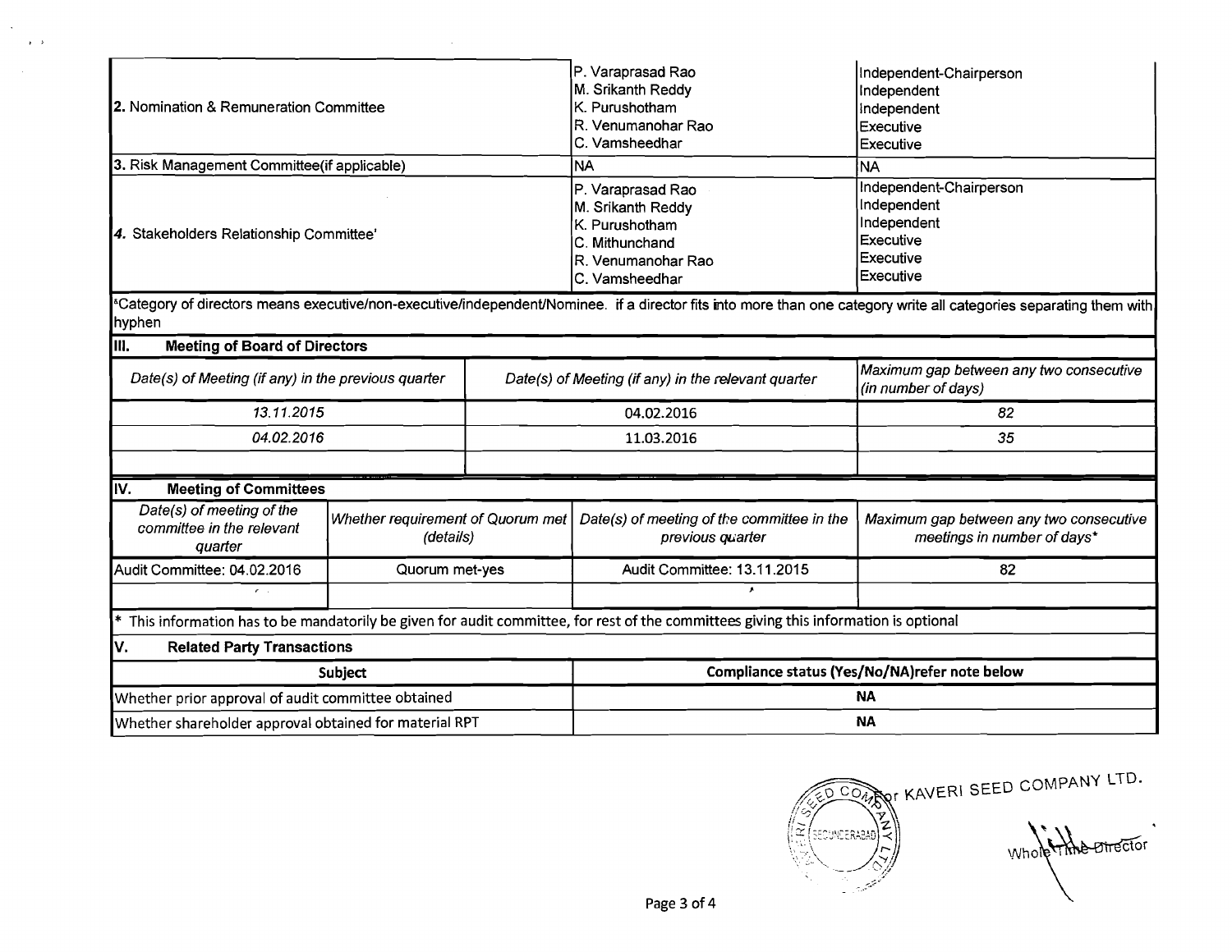| | | |
|---|---|---|
| 2. Nomination & Remuneration Committee | P. Varaprasad Rao<br>M. Srikanth Reddy<br>K. Purushotham<br>R. Venumanohar Rao<br>C. Vamsheedhar | Independent-Chairperson<br>Independent<br>Independent<br>Executive<br>Executive |
| 3. Risk Management Committee(if applicable) | NA | NA |
| 4. Stakeholders Relationship Committee' | P. Varaprasad Rao<br>M. Srikanth Reddy<br>K. Purushotham<br>C. Mithunchand<br>R. Venumanohar Rao<br>C. Vamsheedhar | Independent-Chairperson<br>Independent<br>Independent<br>Executive<br>Executive<br>Executive |

[a]Category of directors means executive/non-executive/independent/Nominee. if a director fits into more than one category write all categories separating them with hyphen

### III. Meeting of Board of Directors

| *Date(s) of Meeting (if any) in the previous quarter* | *Date(s) of Meeting (if any) in the relevant quarter* | *Maximum gap between any two consecutive (in number of days)* |
|---|---|---|
| *13.11.2015* | 04.02.2016 | *82* |
| *04.02.2016* | 11.03.2016 | *35* |
| | | |

### IV. Meeting of Committees

| *Date(s) of meeting of the committee in the relevant quarter* | *Whether requirement of Quorum met (details)* | *Date(s) of meeting of the committee in the previous quarter* | *Maximum gap between any two consecutive meetings in number of days\** |
|---|---|---|---|
| Audit Committee: 04.02.2016 | Quorum met-yes | Audit Committee: 13.11.2015 | 82 |
| | | | |

\* This information has to be mandatorily be given for audit committee, for rest of the committees giving this information is optional

### V. Related Party Transactions

| **Subject** | **Compliance status (Yes/No/NA)refer note below** |
|---|---|
| Whether prior approval of audit committee obtained | **NA** |
| Whether shareholder approval obtained for material RPT | **NA** |

For KAVERI SEED COMPANY LTD.

Whole Time Director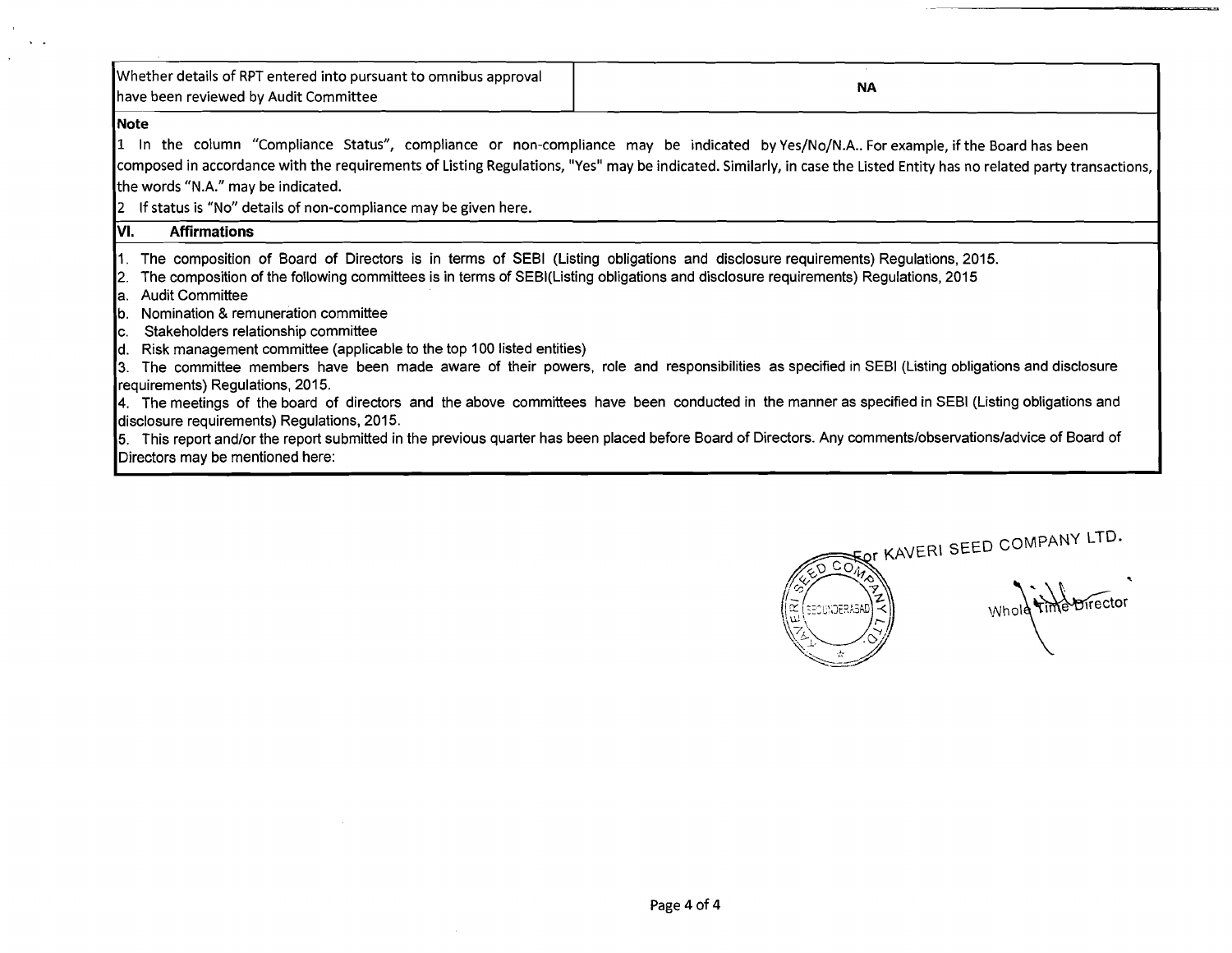| | |
|---|---|
| Whether details of RPT entered into pursuant to omnibus approval have been reviewed by Audit Committee | NA |

**Note**

1 In the column "Compliance Status", compliance or non-compliance may be indicated by Yes/No/N.A.. For example, if the Board has been composed in accordance with the requirements of Listing Regulations, "Yes" may be indicated. Similarly, in case the Listed Entity has no related party transactions, the words "N.A." may be indicated.

2 If status is "No" details of non-compliance may be given here.

**VI. Affirmations**

1. The composition of Board of Directors is in terms of SEBI (Listing obligations and disclosure requirements) Regulations, 2015.
2. The composition of the following committees is in terms of SEBI(Listing obligations and disclosure requirements) Regulations, 2015
   a. Audit Committee
   b. Nomination & remuneration committee
   c. Stakeholders relationship committee
   d. Risk management committee (applicable to the top 100 listed entities)
3. The committee members have been made aware of their powers, role and responsibilities as specified in SEBI (Listing obligations and disclosure requirements) Regulations, 2015.
4. The meetings of the board of directors and the above committees have been conducted in the manner as specified in SEBI (Listing obligations and disclosure requirements) Regulations, 2015.
5. This report and/or the report submitted in the previous quarter has been placed before Board of Directors. Any comments/observations/advice of Board of Directors may be mentioned here:

For KAVERI SEED COMPANY LTD.

Whole Time Director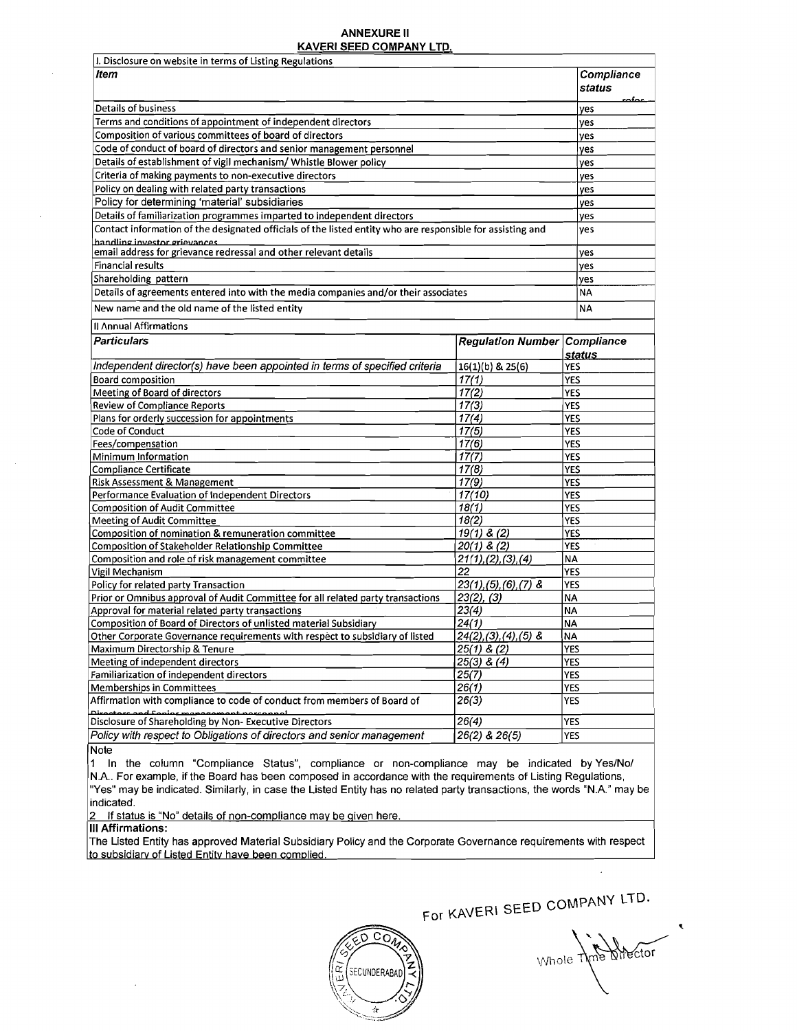# ANNEXURE II

## KAVERI SEED COMPANY LTD.

| I. Disclosure on website in terms of Listing Regulations | |
|---|---|
| ***Item*** | ***Compliance status*** |
| Details of business | yes |
| Terms and conditions of appointment of independent directors | yes |
| Composition of various committees of board of directors | yes |
| Code of conduct of board of directors and senior management personnel | yes |
| Details of establishment of vigil mechanism/ Whistle Blower policy | yes |
| Criteria of making payments to non-executive directors | yes |
| Policy on dealing with related party transactions | yes |
| Policy for determining 'material' subsidiaries | yes |
| Details of familiarization programmes imparted to independent directors | yes |
| Contact information of the designated officials of the listed entity who are responsible for assisting and handling investor grievances | yes |
| email address for grievance redressal and other relevant details | yes |
| Financial results | yes |
| Shareholding pattern | yes |
| Details of agreements entered into with the media companies and/or their associates | NA |
| New name and the old name of the listed entity | NA |

| II Annual Affirmations | | |
|---|---|---|
| ***Particulars*** | ***Regulation Number*** | ***Compliance status*** |
| *Independent director(s) have been appointed in terms of specified criteria* | 16(1)(b) & 25(6) | YES |
| Board composition | *17(1)* | YES |
| Meeting of Board of directors | *17(2)* | YES |
| Review of Compliance Reports | *17(3)* | YES |
| Plans for orderly succession for appointments | *17(4)* | YES |
| Code of Conduct | *17(5)* | YES |
| Fees/compensation | *17(6)* | YES |
| Minimum Information | *17(7)* | YES |
| Compliance Certificate | *17(8)* | YES |
| Risk Assessment & Management | *17(9)* | YES |
| Performance Evaluation of Independent Directors | *17(10)* | YES |
| Composition of Audit Committee | *18(1)* | YES |
| Meeting of Audit Committee | *18(2)* | YES |
| Composition of nomination & remuneration committee | *19(1) & (2)* | YES |
| Composition of Stakeholder Relationship Committee | *20(1) & (2)* | YES |
| Composition and role of risk management committee | *21(1),(2),(3),(4)* | NA |
| Vigil Mechanism | *22* | YES |
| Policy for related party Transaction | *23(1),(5),(6),(7) &* | YES |
| Prior or Omnibus approval of Audit Committee for all related party transactions | *23(2), (3)* | NA |
| Approval for material related party transactions | *23(4)* | NA |
| Composition of Board of Directors of unlisted material Subsidiary | *24(1)* | NA |
| Other Corporate Governance requirements with respect to subsidiary of listed | *24(2),(3),(4),(5) &* | NA |
| Maximum Directorship & Tenure | *25(1) & (2)* | YES |
| Meeting of independent directors | *25(3) & (4)* | YES |
| Familiarization of independent directors | *25(7)* | YES |
| Memberships in Committees | *26(1)* | YES |
| Affirmation with compliance to code of conduct from members of Board of Directors and Senior management personnel | *26(3)* | YES |
| Disclosure of Shareholding by Non- Executive Directors | *26(4)* | YES |
| *Policy with respect to Obligations of directors and senior management* | *26(2) & 26(5)* | YES |

Note

1 In the column "Compliance Status", compliance or non-compliance may be indicated by Yes/No/ N.A.. For example, if the Board has been composed in accordance with the requirements of Listing Regulations, "Yes" may be indicated. Similarly, in case the Listed Entity has no related party transactions, the words "N.A." may be indicated.

2 If status is "No" details of non-compliance may be given here.

**III Affirmations:**

The Listed Entity has approved Material Subsidiary Policy and the Corporate Governance requirements with respect to subsidiary of Listed Entity have been complied.

For KAVERI SEED COMPANY LTD.

Whole Time Director